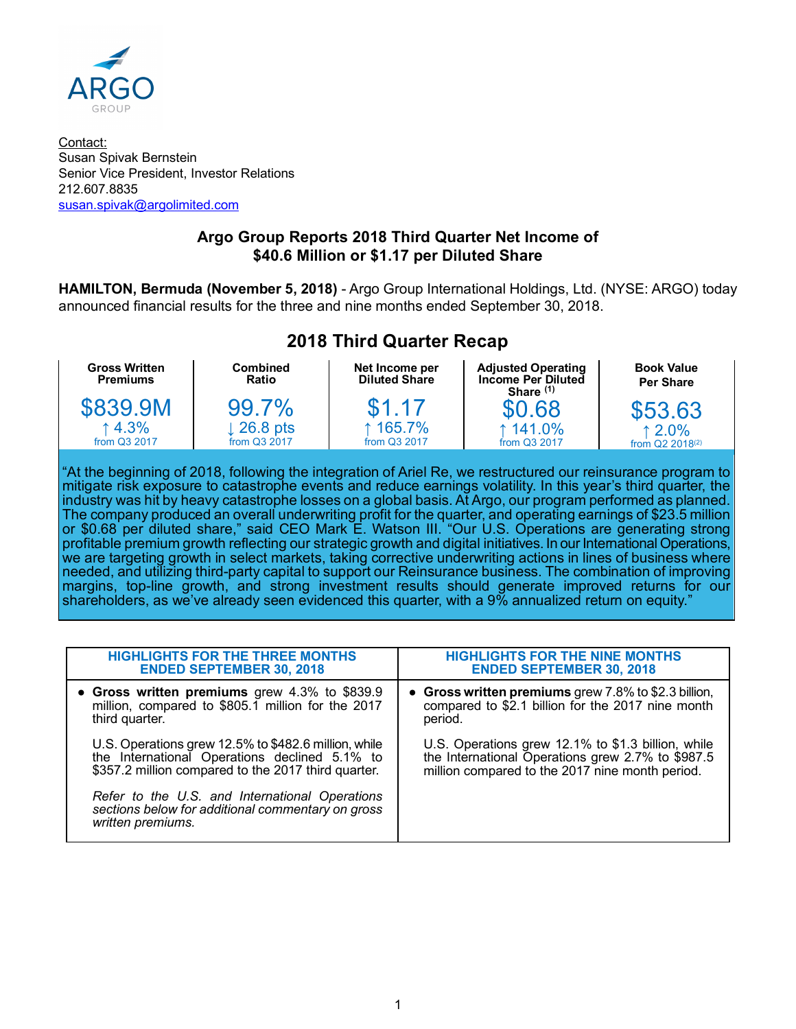ARGO GROUP

Contact:
Susan Spivak Bernstein
Senior Vice President, Investor Relations
212.607.8835
susan.spivak@argolimited.com

## Argo Group Reports 2018 Third Quarter Net Income of $40.6 Million or $1.17 per Diluted Share

**HAMILTON, Bermuda (November 5, 2018)** - Argo Group International Holdings, Ltd. (NYSE: ARGO) today announced financial results for the three and nine months ended September 30, 2018.

## 2018 Third Quarter Recap

| Gross Written Premiums | Combined Ratio | Net Income per Diluted Share | Adjusted Operating Income Per Diluted Share (1) | Book Value Per Share |
|---|---|---|---|---|
| $839.9M | 99.7% | $1.17 | $0.68 | $53.63 |
| ↑ 4.3% from Q3 2017 | ↓ 26.8 pts from Q3 2017 | ↑ 165.7% from Q3 2017 | ↑ 141.0% from Q3 2017 | ↑ 2.0% from Q2 2018(2) |

"At the beginning of 2018, following the integration of Ariel Re, we restructured our reinsurance program to mitigate risk exposure to catastrophe events and reduce earnings volatility. In this year's third quarter, the industry was hit by heavy catastrophe losses on a global basis. At Argo, our program performed as planned. The company produced an overall underwriting profit for the quarter, and operating earnings of $23.5 million or $0.68 per diluted share," said CEO Mark E. Watson III. "Our U.S. Operations are generating strong profitable premium growth reflecting our strategic growth and digital initiatives. In our International Operations, we are targeting growth in select markets, taking corrective underwriting actions in lines of business where needed, and utilizing third-party capital to support our Reinsurance business. The combination of improving margins, top-line growth, and strong investment results should generate improved returns for our shareholders, as we've already seen evidenced this quarter, with a 9% annualized return on equity."

| HIGHLIGHTS FOR THE THREE MONTHS ENDED SEPTEMBER 30, 2018 | HIGHLIGHTS FOR THE NINE MONTHS ENDED SEPTEMBER 30, 2018 |
|---|---|
| • **Gross written premiums** grew 4.3% to $839.9 million, compared to $805.1 million for the 2017 third quarter.<br><br>U.S. Operations grew 12.5% to $482.6 million, while the International Operations declined 5.1% to $357.2 million compared to the 2017 third quarter.<br><br>*Refer to the U.S. and International Operations sections below for additional commentary on gross written premiums.* | • **Gross written premiums** grew 7.8% to $2.3 billion, compared to $2.1 billion for the 2017 nine month period.<br><br>U.S. Operations grew 12.1% to $1.3 billion, while the International Operations grew 2.7% to $987.5 million compared to the 2017 nine month period. |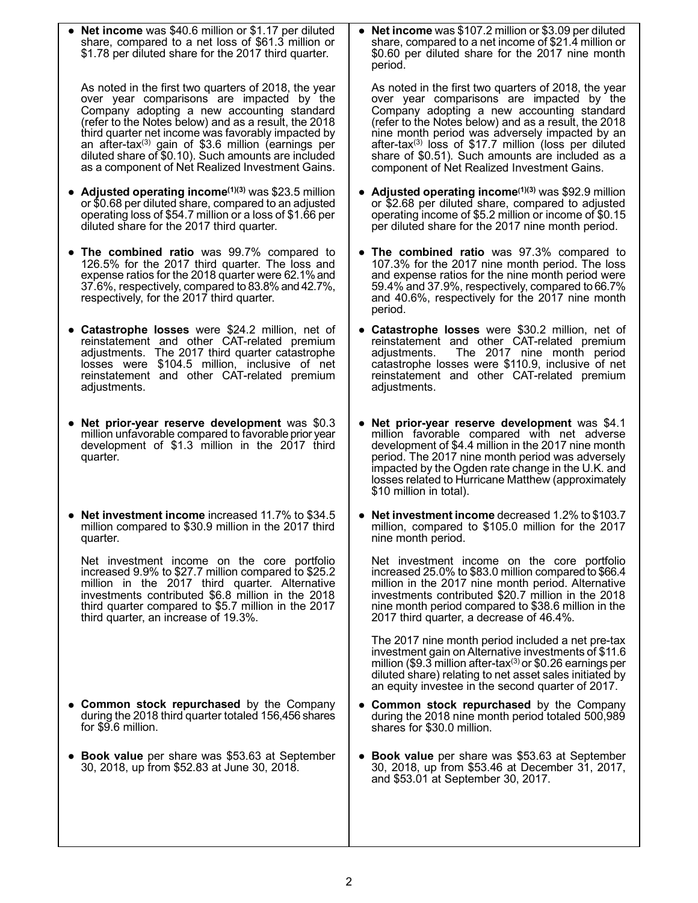- **Net income** was $40.6 million or $1.17 per diluted share, compared to a net loss of $61.3 million or $1.78 per diluted share for the 2017 third quarter.

  As noted in the first two quarters of 2018, the year over year comparisons are impacted by the Company adopting a new accounting standard (refer to the Notes below) and as a result, the 2018 third quarter net income was favorably impacted by an after-tax[3] gain of $3.6 million (earnings per diluted share of $0.10). Such amounts are included as a component of Net Realized Investment Gains.

- **Adjusted operating income[1][3]** was $23.5 million or $0.68 per diluted share, compared to an adjusted operating loss of $54.7 million or a loss of $1.66 per diluted share for the 2017 third quarter.

- **The combined ratio** was 99.7% compared to 126.5% for the 2017 third quarter. The loss and expense ratios for the 2018 quarter were 62.1% and 37.6%, respectively, compared to 83.8% and 42.7%, respectively, for the 2017 third quarter.

- **Catastrophe losses** were $24.2 million, net of reinstatement and other CAT-related premium adjustments. The 2017 third quarter catastrophe losses were $104.5 million, inclusive of net reinstatement and other CAT-related premium adjustments.

- **Net prior-year reserve development** was $0.3 million unfavorable compared to favorable prior year development of $1.3 million in the 2017 third quarter.

- **Net investment income** increased 11.7% to $34.5 million compared to $30.9 million in the 2017 third quarter.

  Net investment income on the core portfolio increased 9.9% to $27.7 million compared to $25.2 million in the 2017 third quarter. Alternative investments contributed $6.8 million in the 2018 third quarter compared to $5.7 million in the 2017 third quarter, an increase of 19.3%.

- **Common stock repurchased** by the Company during the 2018 third quarter totaled 156,456 shares for $9.6 million.

- **Book value** per share was $53.63 at September 30, 2018, up from $52.83 at June 30, 2018.

- **Net income** was $107.2 million or $3.09 per diluted share, compared to a net income of $21.4 million or $0.60 per diluted share for the 2017 nine month period.

  As noted in the first two quarters of 2018, the year over year comparisons are impacted by the Company adopting a new accounting standard (refer to the Notes below) and as a result, the 2018 nine month period was adversely impacted by an after-tax[3] loss of $17.7 million (loss per diluted share of $0.51). Such amounts are included as a component of Net Realized Investment Gains.

- **Adjusted operating income[1][3]** was $92.9 million or $2.68 per diluted share, compared to adjusted operating income of $5.2 million or income of $0.15 per diluted share for the 2017 nine month period.

- **The combined ratio** was 97.3% compared to 107.3% for the 2017 nine month period. The loss and expense ratios for the nine month period were 59.4% and 37.9%, respectively, compared to 66.7% and 40.6%, respectively for the 2017 nine month period.

- **Catastrophe losses** were $30.2 million, net of reinstatement and other CAT-related premium adjustments. The 2017 nine month period catastrophe losses were $110.9, inclusive of net reinstatement and other CAT-related premium adjustments.

- **Net prior-year reserve development** was $4.1 million favorable compared with net adverse development of $4.4 million in the 2017 nine month period. The 2017 nine month period was adversely impacted by the Ogden rate change in the U.K. and losses related to Hurricane Matthew (approximately $10 million in total).

- **Net investment income** decreased 1.2% to $103.7 million, compared to $105.0 million for the 2017 nine month period.

  Net investment income on the core portfolio increased 25.0% to $83.0 million compared to $66.4 million in the 2017 nine month period. Alternative investments contributed $20.7 million in the 2018 nine month period compared to $38.6 million in the 2017 third quarter, a decrease of 46.4%.

  The 2017 nine month period included a net pre-tax investment gain on Alternative investments of $11.6 million ($9.3 million after-tax[3] or $0.26 earnings per diluted share) relating to net asset sales initiated by an equity investee in the second quarter of 2017.

- **Common stock repurchased** by the Company during the 2018 nine month period totaled 500,989 shares for $30.0 million.

- **Book value** per share was $53.63 at September 30, 2018, up from $53.46 at December 31, 2017, and $53.01 at September 30, 2017.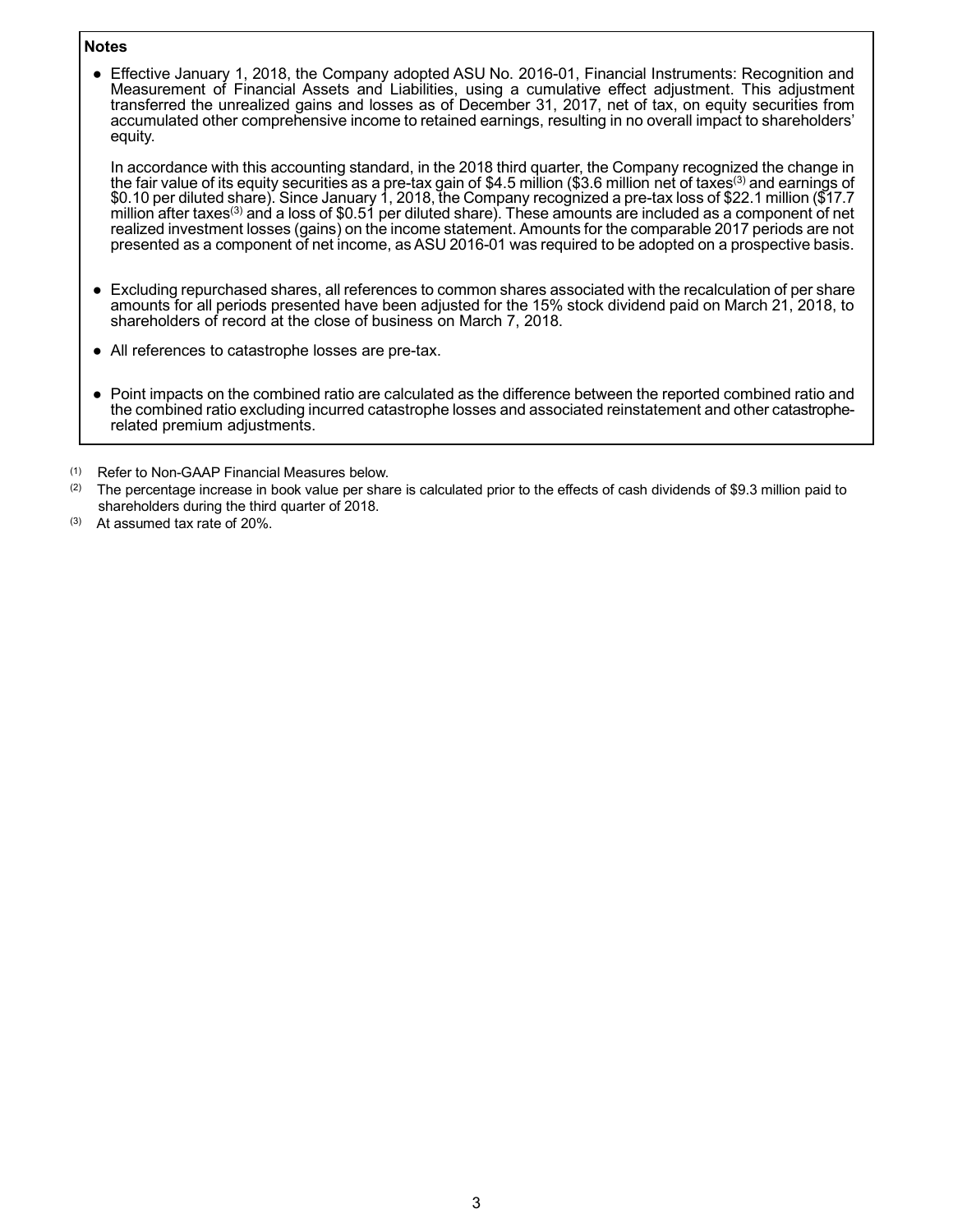**Notes**

- Effective January 1, 2018, the Company adopted ASU No. 2016-01, Financial Instruments: Recognition and Measurement of Financial Assets and Liabilities, using a cumulative effect adjustment. This adjustment transferred the unrealized gains and losses as of December 31, 2017, net of tax, on equity securities from accumulated other comprehensive income to retained earnings, resulting in no overall impact to shareholders' equity.

  In accordance with this accounting standard, in the 2018 third quarter, the Company recognized the change in the fair value of its equity securities as a pre-tax gain of $4.5 million ($3.6 million net of taxes[3] and earnings of $0.10 per diluted share). Since January 1, 2018, the Company recognized a pre-tax loss of $22.1 million ($17.7 million after taxes[3] and a loss of $0.51 per diluted share). These amounts are included as a component of net realized investment losses (gains) on the income statement. Amounts for the comparable 2017 periods are not presented as a component of net income, as ASU 2016-01 was required to be adopted on a prospective basis.

- Excluding repurchased shares, all references to common shares associated with the recalculation of per share amounts for all periods presented have been adjusted for the 15% stock dividend paid on March 21, 2018, to shareholders of record at the close of business on March 7, 2018.

- All references to catastrophe losses are pre-tax.

- Point impacts on the combined ratio are calculated as the difference between the reported combined ratio and the combined ratio excluding incurred catastrophe losses and associated reinstatement and other catastrophe-related premium adjustments.

(1) Refer to Non-GAAP Financial Measures below.

(2) The percentage increase in book value per share is calculated prior to the effects of cash dividends of $9.3 million paid to shareholders during the third quarter of 2018.

(3) At assumed tax rate of 20%.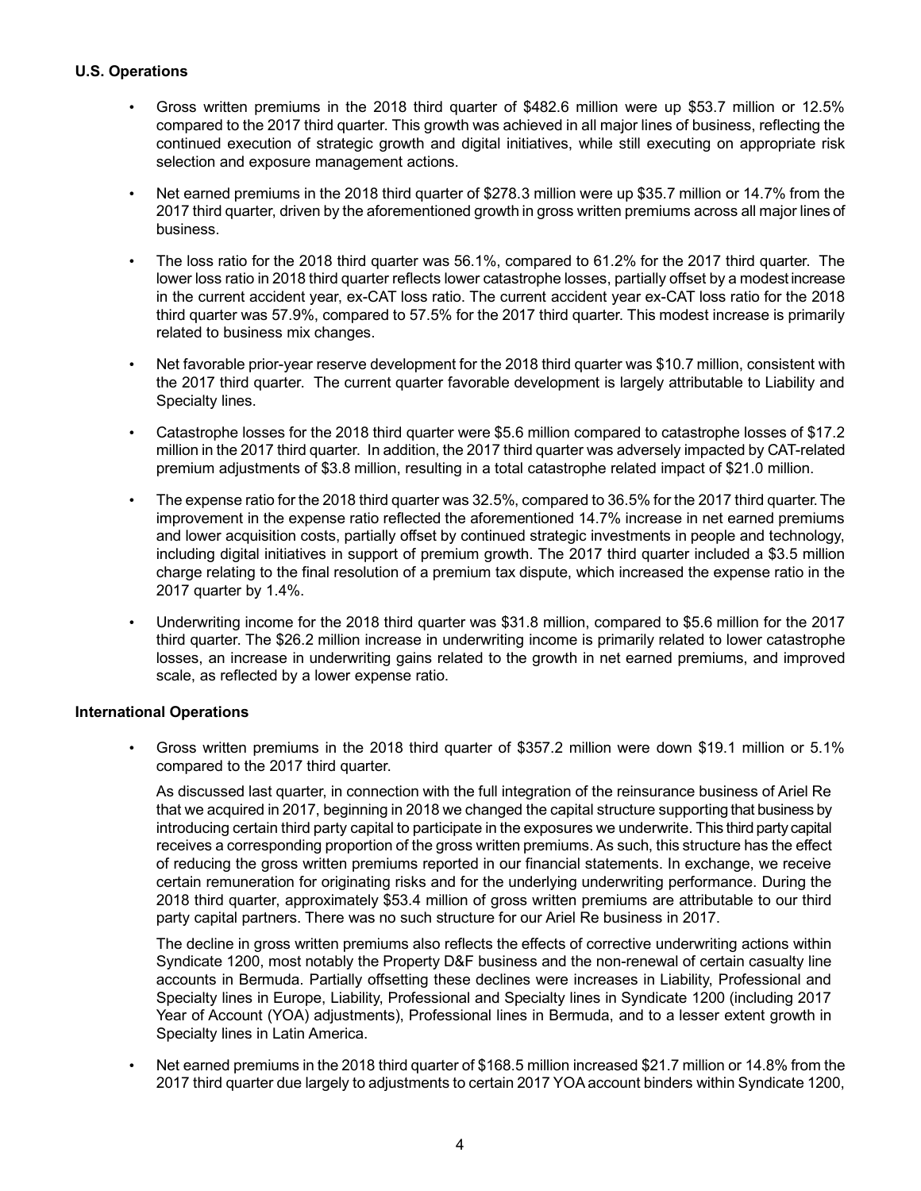**U.S. Operations**

- Gross written premiums in the 2018 third quarter of $482.6 million were up $53.7 million or 12.5% compared to the 2017 third quarter. This growth was achieved in all major lines of business, reflecting the continued execution of strategic growth and digital initiatives, while still executing on appropriate risk selection and exposure management actions.
- Net earned premiums in the 2018 third quarter of $278.3 million were up $35.7 million or 14.7% from the 2017 third quarter, driven by the aforementioned growth in gross written premiums across all major lines of business.
- The loss ratio for the 2018 third quarter was 56.1%, compared to 61.2% for the 2017 third quarter. The lower loss ratio in 2018 third quarter reflects lower catastrophe losses, partially offset by a modest increase in the current accident year, ex-CAT loss ratio. The current accident year ex-CAT loss ratio for the 2018 third quarter was 57.9%, compared to 57.5% for the 2017 third quarter. This modest increase is primarily related to business mix changes.
- Net favorable prior-year reserve development for the 2018 third quarter was $10.7 million, consistent with the 2017 third quarter. The current quarter favorable development is largely attributable to Liability and Specialty lines.
- Catastrophe losses for the 2018 third quarter were $5.6 million compared to catastrophe losses of $17.2 million in the 2017 third quarter. In addition, the 2017 third quarter was adversely impacted by CAT-related premium adjustments of $3.8 million, resulting in a total catastrophe related impact of $21.0 million.
- The expense ratio for the 2018 third quarter was 32.5%, compared to 36.5% for the 2017 third quarter. The improvement in the expense ratio reflected the aforementioned 14.7% increase in net earned premiums and lower acquisition costs, partially offset by continued strategic investments in people and technology, including digital initiatives in support of premium growth. The 2017 third quarter included a $3.5 million charge relating to the final resolution of a premium tax dispute, which increased the expense ratio in the 2017 quarter by 1.4%.
- Underwriting income for the 2018 third quarter was $31.8 million, compared to $5.6 million for the 2017 third quarter. The $26.2 million increase in underwriting income is primarily related to lower catastrophe losses, an increase in underwriting gains related to the growth in net earned premiums, and improved scale, as reflected by a lower expense ratio.

**International Operations**

- Gross written premiums in the 2018 third quarter of $357.2 million were down $19.1 million or 5.1% compared to the 2017 third quarter.

  As discussed last quarter, in connection with the full integration of the reinsurance business of Ariel Re that we acquired in 2017, beginning in 2018 we changed the capital structure supporting that business by introducing certain third party capital to participate in the exposures we underwrite. This third party capital receives a corresponding proportion of the gross written premiums. As such, this structure has the effect of reducing the gross written premiums reported in our financial statements. In exchange, we receive certain remuneration for originating risks and for the underlying underwriting performance. During the 2018 third quarter, approximately $53.4 million of gross written premiums are attributable to our third party capital partners. There was no such structure for our Ariel Re business in 2017.

  The decline in gross written premiums also reflects the effects of corrective underwriting actions within Syndicate 1200, most notably the Property D&F business and the non-renewal of certain casualty line accounts in Bermuda. Partially offsetting these declines were increases in Liability, Professional and Specialty lines in Europe, Liability, Professional and Specialty lines in Syndicate 1200 (including 2017 Year of Account (YOA) adjustments), Professional lines in Bermuda, and to a lesser extent growth in Specialty lines in Latin America.

- Net earned premiums in the 2018 third quarter of $168.5 million increased $21.7 million or 14.8% from the 2017 third quarter due largely to adjustments to certain 2017 YOA account binders within Syndicate 1200,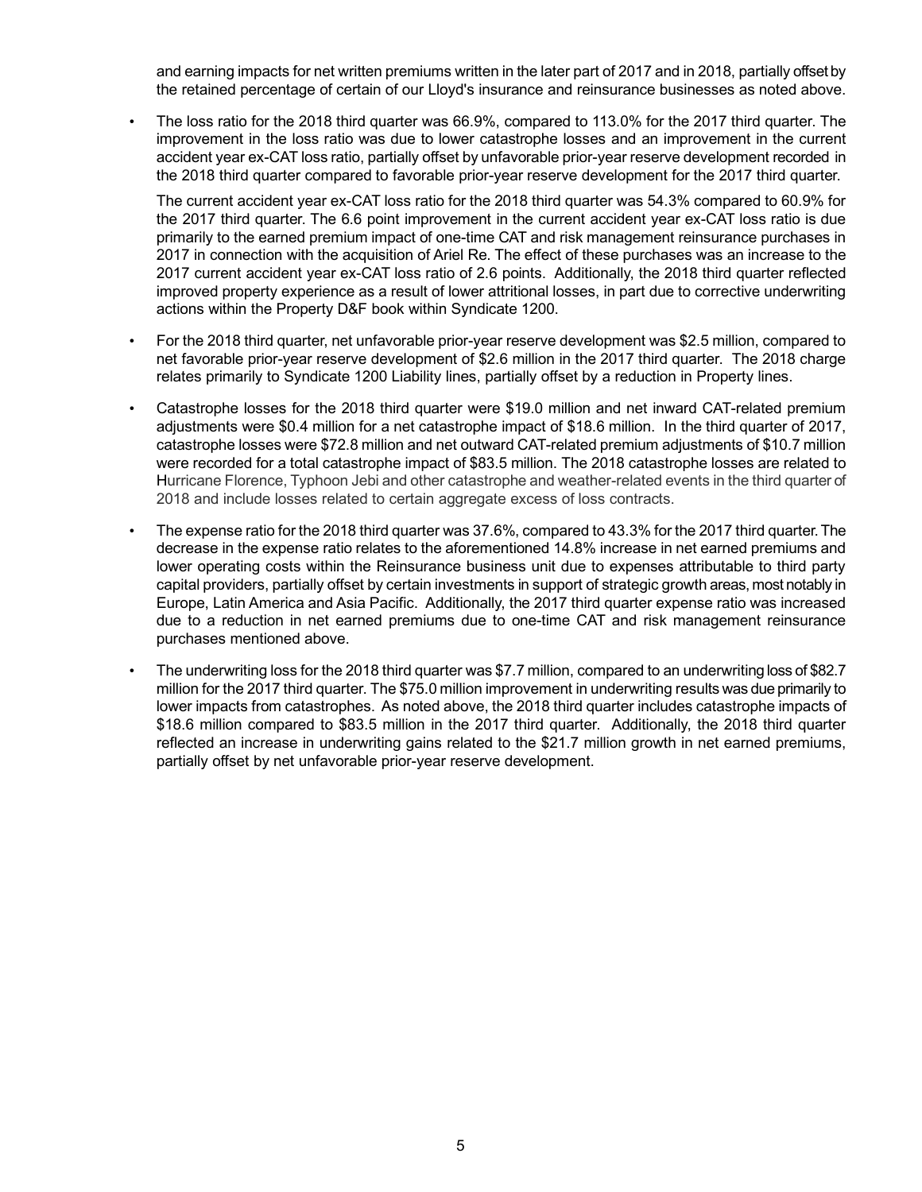and earning impacts for net written premiums written in the later part of 2017 and in 2018, partially offset by the retained percentage of certain of our Lloyd's insurance and reinsurance businesses as noted above.

- The loss ratio for the 2018 third quarter was 66.9%, compared to 113.0% for the 2017 third quarter. The improvement in the loss ratio was due to lower catastrophe losses and an improvement in the current accident year ex-CAT loss ratio, partially offset by unfavorable prior-year reserve development recorded in the 2018 third quarter compared to favorable prior-year reserve development for the 2017 third quarter.

  The current accident year ex-CAT loss ratio for the 2018 third quarter was 54.3% compared to 60.9% for the 2017 third quarter. The 6.6 point improvement in the current accident year ex-CAT loss ratio is due primarily to the earned premium impact of one-time CAT and risk management reinsurance purchases in 2017 in connection with the acquisition of Ariel Re. The effect of these purchases was an increase to the 2017 current accident year ex-CAT loss ratio of 2.6 points. Additionally, the 2018 third quarter reflected improved property experience as a result of lower attritional losses, in part due to corrective underwriting actions within the Property D&F book within Syndicate 1200.

- For the 2018 third quarter, net unfavorable prior-year reserve development was $2.5 million, compared to net favorable prior-year reserve development of $2.6 million in the 2017 third quarter. The 2018 charge relates primarily to Syndicate 1200 Liability lines, partially offset by a reduction in Property lines.

- Catastrophe losses for the 2018 third quarter were $19.0 million and net inward CAT-related premium adjustments were $0.4 million for a net catastrophe impact of $18.6 million. In the third quarter of 2017, catastrophe losses were $72.8 million and net outward CAT-related premium adjustments of $10.7 million were recorded for a total catastrophe impact of $83.5 million. The 2018 catastrophe losses are related to Hurricane Florence, Typhoon Jebi and other catastrophe and weather-related events in the third quarter of 2018 and include losses related to certain aggregate excess of loss contracts.

- The expense ratio for the 2018 third quarter was 37.6%, compared to 43.3% for the 2017 third quarter. The decrease in the expense ratio relates to the aforementioned 14.8% increase in net earned premiums and lower operating costs within the Reinsurance business unit due to expenses attributable to third party capital providers, partially offset by certain investments in support of strategic growth areas, most notably in Europe, Latin America and Asia Pacific. Additionally, the 2017 third quarter expense ratio was increased due to a reduction in net earned premiums due to one-time CAT and risk management reinsurance purchases mentioned above.

- The underwriting loss for the 2018 third quarter was $7.7 million, compared to an underwriting loss of $82.7 million for the 2017 third quarter. The $75.0 million improvement in underwriting results was due primarily to lower impacts from catastrophes. As noted above, the 2018 third quarter includes catastrophe impacts of $18.6 million compared to $83.5 million in the 2017 third quarter. Additionally, the 2018 third quarter reflected an increase in underwriting gains related to the $21.7 million growth in net earned premiums, partially offset by net unfavorable prior-year reserve development.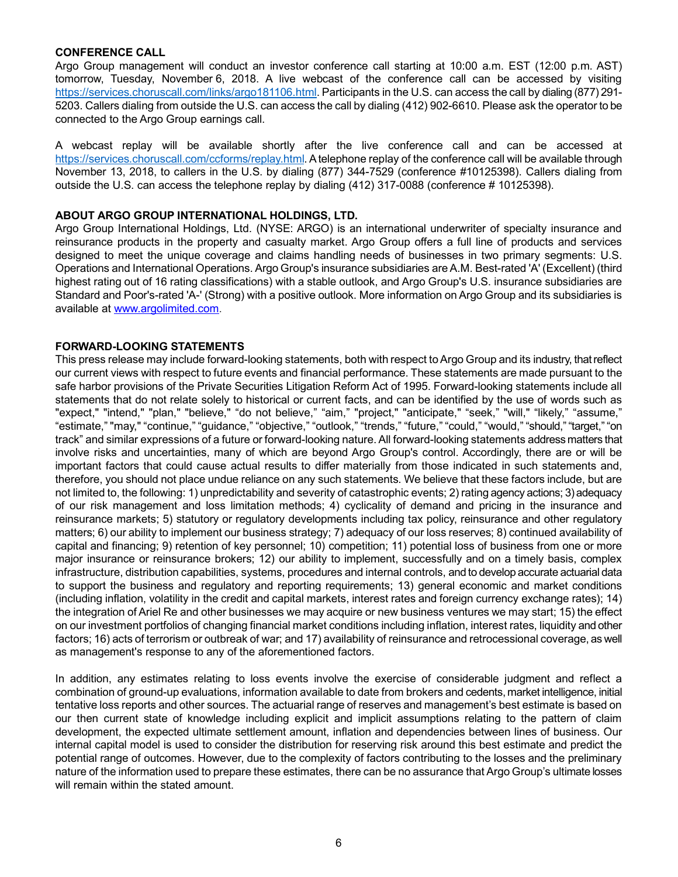**CONFERENCE CALL**

Argo Group management will conduct an investor conference call starting at 10:00 a.m. EST (12:00 p.m. AST) tomorrow, Tuesday, November 6, 2018. A live webcast of the conference call can be accessed by visiting [https://services.choruscall.com/links/argo181106.html](https://services.choruscall.com/links/argo181106.html). Participants in the U.S. can access the call by dialing (877) 291-5203. Callers dialing from outside the U.S. can access the call by dialing (412) 902-6610. Please ask the operator to be connected to the Argo Group earnings call.

A webcast replay will be available shortly after the live conference call and can be accessed at [https://services.choruscall.com/ccforms/replay.html](https://services.choruscall.com/ccforms/replay.html). A telephone replay of the conference call will be available through November 13, 2018, to callers in the U.S. by dialing (877) 344-7529 (conference #10125398). Callers dialing from outside the U.S. can access the telephone replay by dialing (412) 317-0088 (conference # 10125398).

**ABOUT ARGO GROUP INTERNATIONAL HOLDINGS, LTD.**

Argo Group International Holdings, Ltd. (NYSE: ARGO) is an international underwriter of specialty insurance and reinsurance products in the property and casualty market. Argo Group offers a full line of products and services designed to meet the unique coverage and claims handling needs of businesses in two primary segments: U.S. Operations and International Operations. Argo Group's insurance subsidiaries are A.M. Best-rated 'A' (Excellent) (third highest rating out of 16 rating classifications) with a stable outlook, and Argo Group's U.S. insurance subsidiaries are Standard and Poor's-rated 'A-' (Strong) with a positive outlook. More information on Argo Group and its subsidiaries is available at [www.argolimited.com](http://www.argolimited.com).

**FORWARD-LOOKING STATEMENTS**

This press release may include forward-looking statements, both with respect to Argo Group and its industry, that reflect our current views with respect to future events and financial performance. These statements are made pursuant to the safe harbor provisions of the Private Securities Litigation Reform Act of 1995. Forward-looking statements include all statements that do not relate solely to historical or current facts, and can be identified by the use of words such as "expect," "intend," "plan," "believe," "do not believe," "aim," "project," "anticipate," "seek," "will," "likely," "assume," "estimate," "may," "continue," "guidance," "objective," "outlook," "trends," "future," "could," "would," "should," "target," "on track" and similar expressions of a future or forward-looking nature. All forward-looking statements address matters that involve risks and uncertainties, many of which are beyond Argo Group's control. Accordingly, there are or will be important factors that could cause actual results to differ materially from those indicated in such statements and, therefore, you should not place undue reliance on any such statements. We believe that these factors include, but are not limited to, the following: 1) unpredictability and severity of catastrophic events; 2) rating agency actions; 3) adequacy of our risk management and loss limitation methods; 4) cyclicality of demand and pricing in the insurance and reinsurance markets; 5) statutory or regulatory developments including tax policy, reinsurance and other regulatory matters; 6) our ability to implement our business strategy; 7) adequacy of our loss reserves; 8) continued availability of capital and financing; 9) retention of key personnel; 10) competition; 11) potential loss of business from one or more major insurance or reinsurance brokers; 12) our ability to implement, successfully and on a timely basis, complex infrastructure, distribution capabilities, systems, procedures and internal controls, and to develop accurate actuarial data to support the business and regulatory and reporting requirements; 13) general economic and market conditions (including inflation, volatility in the credit and capital markets, interest rates and foreign currency exchange rates); 14) the integration of Ariel Re and other businesses we may acquire or new business ventures we may start; 15) the effect on our investment portfolios of changing financial market conditions including inflation, interest rates, liquidity and other factors; 16) acts of terrorism or outbreak of war; and 17) availability of reinsurance and retrocessional coverage, as well as management's response to any of the aforementioned factors.

In addition, any estimates relating to loss events involve the exercise of considerable judgment and reflect a combination of ground-up evaluations, information available to date from brokers and cedents, market intelligence, initial tentative loss reports and other sources. The actuarial range of reserves and management's best estimate is based on our then current state of knowledge including explicit and implicit assumptions relating to the pattern of claim development, the expected ultimate settlement amount, inflation and dependencies between lines of business. Our internal capital model is used to consider the distribution for reserving risk around this best estimate and predict the potential range of outcomes. However, due to the complexity of factors contributing to the losses and the preliminary nature of the information used to prepare these estimates, there can be no assurance that Argo Group's ultimate losses will remain within the stated amount.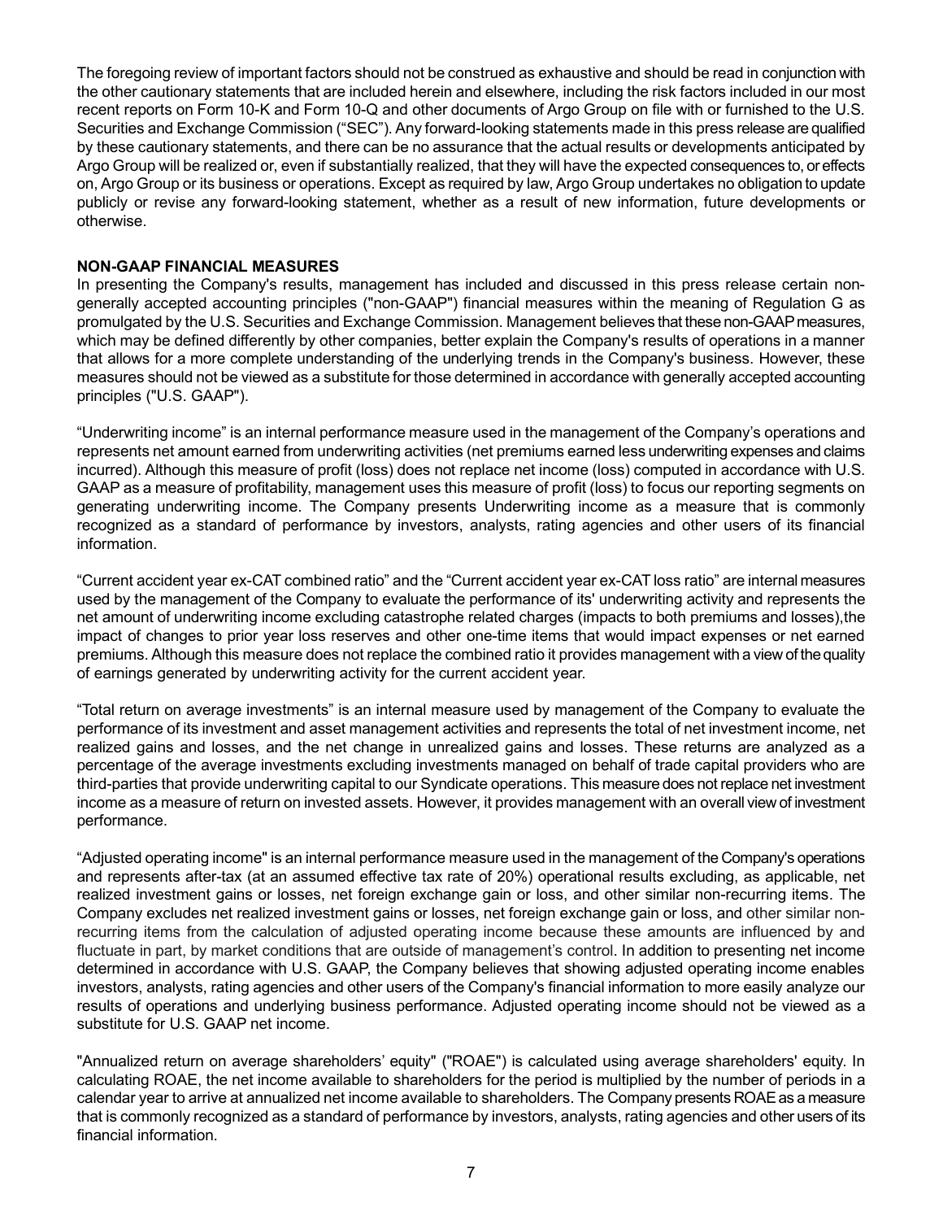The foregoing review of important factors should not be construed as exhaustive and should be read in conjunction with the other cautionary statements that are included herein and elsewhere, including the risk factors included in our most recent reports on Form 10-K and Form 10-Q and other documents of Argo Group on file with or furnished to the U.S. Securities and Exchange Commission ("SEC"). Any forward-looking statements made in this press release are qualified by these cautionary statements, and there can be no assurance that the actual results or developments anticipated by Argo Group will be realized or, even if substantially realized, that they will have the expected consequences to, or effects on, Argo Group or its business or operations. Except as required by law, Argo Group undertakes no obligation to update publicly or revise any forward-looking statement, whether as a result of new information, future developments or otherwise.

**NON-GAAP FINANCIAL MEASURES**

In presenting the Company's results, management has included and discussed in this press release certain non-generally accepted accounting principles ("non-GAAP") financial measures within the meaning of Regulation G as promulgated by the U.S. Securities and Exchange Commission. Management believes that these non-GAAP measures, which may be defined differently by other companies, better explain the Company's results of operations in a manner that allows for a more complete understanding of the underlying trends in the Company's business. However, these measures should not be viewed as a substitute for those determined in accordance with generally accepted accounting principles ("U.S. GAAP").

"Underwriting income" is an internal performance measure used in the management of the Company's operations and represents net amount earned from underwriting activities (net premiums earned less underwriting expenses and claims incurred). Although this measure of profit (loss) does not replace net income (loss) computed in accordance with U.S. GAAP as a measure of profitability, management uses this measure of profit (loss) to focus our reporting segments on generating underwriting income. The Company presents Underwriting income as a measure that is commonly recognized as a standard of performance by investors, analysts, rating agencies and other users of its financial information.

"Current accident year ex-CAT combined ratio" and the "Current accident year ex-CAT loss ratio" are internal measures used by the management of the Company to evaluate the performance of its' underwriting activity and represents the net amount of underwriting income excluding catastrophe related charges (impacts to both premiums and losses),the impact of changes to prior year loss reserves and other one-time items that would impact expenses or net earned premiums. Although this measure does not replace the combined ratio it provides management with a view of the quality of earnings generated by underwriting activity for the current accident year.

"Total return on average investments" is an internal measure used by management of the Company to evaluate the performance of its investment and asset management activities and represents the total of net investment income, net realized gains and losses, and the net change in unrealized gains and losses. These returns are analyzed as a percentage of the average investments excluding investments managed on behalf of trade capital providers who are third-parties that provide underwriting capital to our Syndicate operations. This measure does not replace net investment income as a measure of return on invested assets. However, it provides management with an overall view of investment performance.

"Adjusted operating income" is an internal performance measure used in the management of the Company's operations and represents after-tax (at an assumed effective tax rate of 20%) operational results excluding, as applicable, net realized investment gains or losses, net foreign exchange gain or loss, and other similar non-recurring items. The Company excludes net realized investment gains or losses, net foreign exchange gain or loss, and other similar non-recurring items from the calculation of adjusted operating income because these amounts are influenced by and fluctuate in part, by market conditions that are outside of management's control. In addition to presenting net income determined in accordance with U.S. GAAP, the Company believes that showing adjusted operating income enables investors, analysts, rating agencies and other users of the Company's financial information to more easily analyze our results of operations and underlying business performance. Adjusted operating income should not be viewed as a substitute for U.S. GAAP net income.

"Annualized return on average shareholders' equity" ("ROAE") is calculated using average shareholders' equity. In calculating ROAE, the net income available to shareholders for the period is multiplied by the number of periods in a calendar year to arrive at annualized net income available to shareholders. The Company presents ROAE as a measure that is commonly recognized as a standard of performance by investors, analysts, rating agencies and other users of its financial information.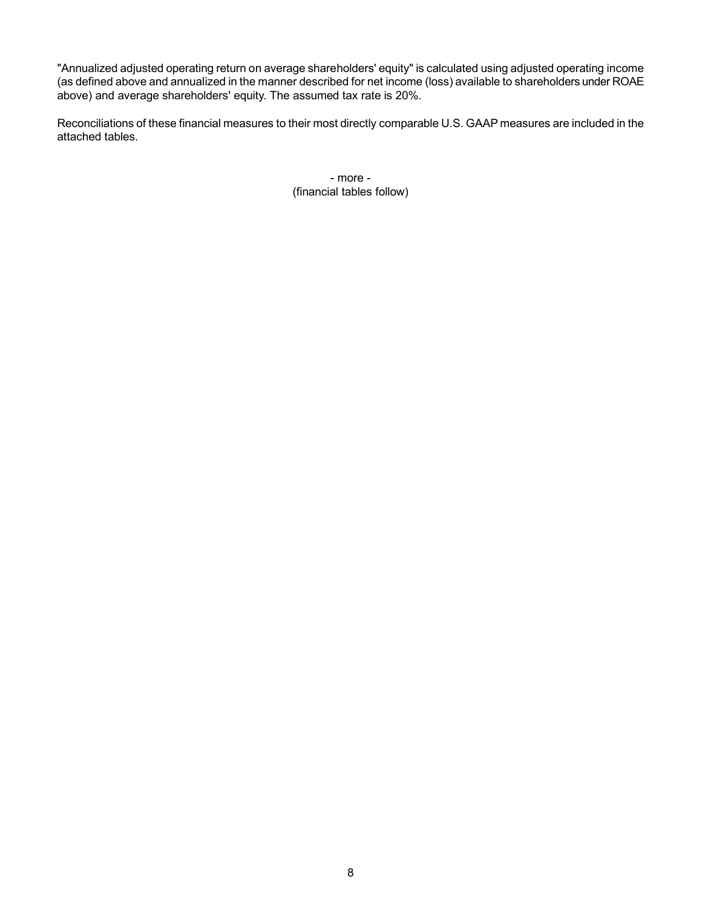"Annualized adjusted operating return on average shareholders' equity" is calculated using adjusted operating income (as defined above and annualized in the manner described for net income (loss) available to shareholders under ROAE above) and average shareholders' equity. The assumed tax rate is 20%.

Reconciliations of these financial measures to their most directly comparable U.S. GAAP measures are included in the attached tables.

- more -
(financial tables follow)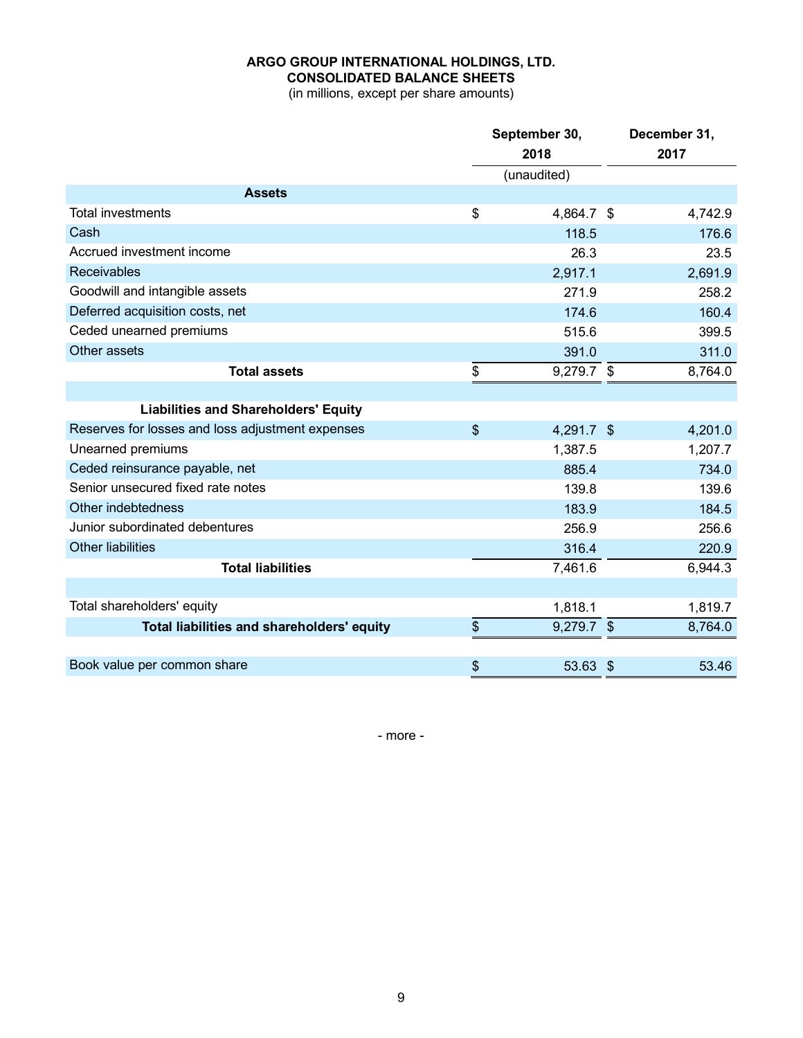**ARGO GROUP INTERNATIONAL HOLDINGS, LTD.**
**CONSOLIDATED BALANCE SHEETS**
(in millions, except per share amounts)

| | September 30, 2018 | December 31, 2017 |
|---|---|---|
| | (unaudited) | |
| **Assets** | | |
| Total investments | $ 4,864.7 | $ 4,742.9 |
| Cash | 118.5 | 176.6 |
| Accrued investment income | 26.3 | 23.5 |
| Receivables | 2,917.1 | 2,691.9 |
| Goodwill and intangible assets | 271.9 | 258.2 |
| Deferred acquisition costs, net | 174.6 | 160.4 |
| Ceded unearned premiums | 515.6 | 399.5 |
| Other assets | 391.0 | 311.0 |
| **Total assets** | $ 9,279.7 | $ 8,764.0 |
| | | |
| **Liabilities and Shareholders' Equity** | | |
| Reserves for losses and loss adjustment expenses | $ 4,291.7 | $ 4,201.0 |
| Unearned premiums | 1,387.5 | 1,207.7 |
| Ceded reinsurance payable, net | 885.4 | 734.0 |
| Senior unsecured fixed rate notes | 139.8 | 139.6 |
| Other indebtedness | 183.9 | 184.5 |
| Junior subordinated debentures | 256.9 | 256.6 |
| Other liabilities | 316.4 | 220.9 |
| **Total liabilities** | 7,461.6 | 6,944.3 |
| | | |
| Total shareholders' equity | 1,818.1 | 1,819.7 |
| **Total liabilities and shareholders' equity** | $ 9,279.7 | $ 8,764.0 |
| | | |
| Book value per common share | $ 53.63 | $ 53.46 |

\- more -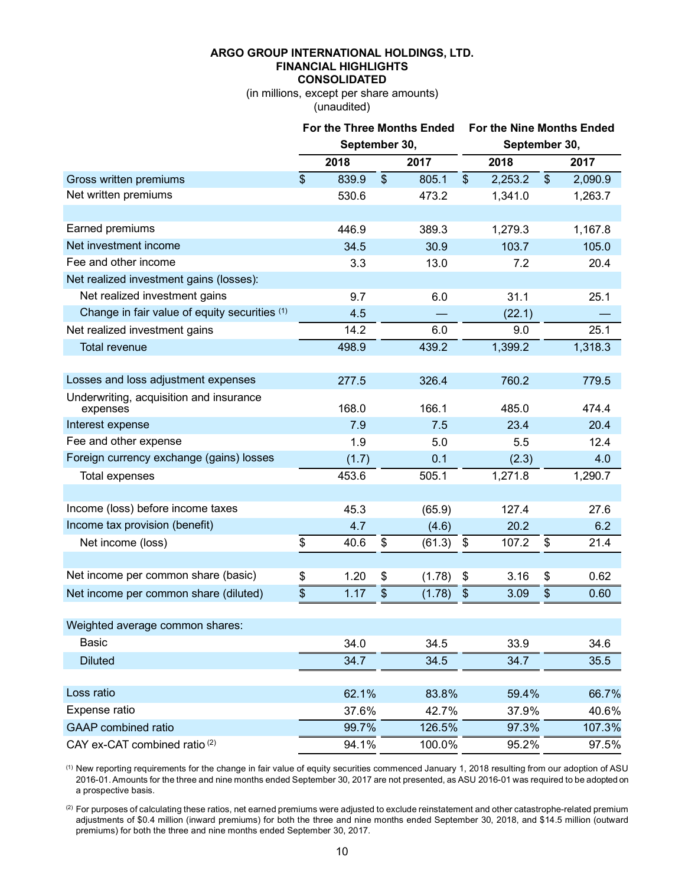**ARGO GROUP INTERNATIONAL HOLDINGS, LTD.**
**FINANCIAL HIGHLIGHTS**
**CONSOLIDATED**
(in millions, except per share amounts)
(unaudited)

| | For the Three Months Ended September 30, | | For the Nine Months Ended September 30, | |
|---|---|---|---|---|
| | 2018 | 2017 | 2018 | 2017 |
| Gross written premiums | $ 839.9 | $ 805.1 | $ 2,253.2 | $ 2,090.9 |
| Net written premiums | 530.6 | 473.2 | 1,341.0 | 1,263.7 |
| | | | | |
| Earned premiums | 446.9 | 389.3 | 1,279.3 | 1,167.8 |
| Net investment income | 34.5 | 30.9 | 103.7 | 105.0 |
| Fee and other income | 3.3 | 13.0 | 7.2 | 20.4 |
| Net realized investment gains (losses): | | | | |
| Net realized investment gains | 9.7 | 6.0 | 31.1 | 25.1 |
| Change in fair value of equity securities [1] | 4.5 | — | (22.1) | — |
| Net realized investment gains | 14.2 | 6.0 | 9.0 | 25.1 |
| Total revenue | 498.9 | 439.2 | 1,399.2 | 1,318.3 |
| | | | | |
| Losses and loss adjustment expenses | 277.5 | 326.4 | 760.2 | 779.5 |
| Underwriting, acquisition and insurance expenses | 168.0 | 166.1 | 485.0 | 474.4 |
| Interest expense | 7.9 | 7.5 | 23.4 | 20.4 |
| Fee and other expense | 1.9 | 5.0 | 5.5 | 12.4 |
| Foreign currency exchange (gains) losses | (1.7) | 0.1 | (2.3) | 4.0 |
| Total expenses | 453.6 | 505.1 | 1,271.8 | 1,290.7 |
| | | | | |
| Income (loss) before income taxes | 45.3 | (65.9) | 127.4 | 27.6 |
| Income tax provision (benefit) | 4.7 | (4.6) | 20.2 | 6.2 |
| Net income (loss) | $ 40.6 | $ (61.3) | $ 107.2 | $ 21.4 |
| | | | | |
| Net income per common share (basic) | $ 1.20 | $ (1.78) | $ 3.16 | $ 0.62 |
| Net income per common share (diluted) | $ 1.17 | $ (1.78) | $ 3.09 | $ 0.60 |
| | | | | |
| Weighted average common shares: | | | | |
| Basic | 34.0 | 34.5 | 33.9 | 34.6 |
| Diluted | 34.7 | 34.5 | 34.7 | 35.5 |
| | | | | |
| Loss ratio | 62.1% | 83.8% | 59.4% | 66.7% |
| Expense ratio | 37.6% | 42.7% | 37.9% | 40.6% |
| GAAP combined ratio | 99.7% | 126.5% | 97.3% | 107.3% |
| CAY ex-CAT combined ratio [2] | 94.1% | 100.0% | 95.2% | 97.5% |

[1] New reporting requirements for the change in fair value of equity securities commenced January 1, 2018 resulting from our adoption of ASU 2016-01. Amounts for the three and nine months ended September 30, 2017 are not presented, as ASU 2016-01 was required to be adopted on a prospective basis.

[2] For purposes of calculating these ratios, net earned premiums were adjusted to exclude reinstatement and other catastrophe-related premium adjustments of $0.4 million (inward premiums) for both the three and nine months ended September 30, 2018, and $14.5 million (outward premiums) for both the three and nine months ended September 30, 2017.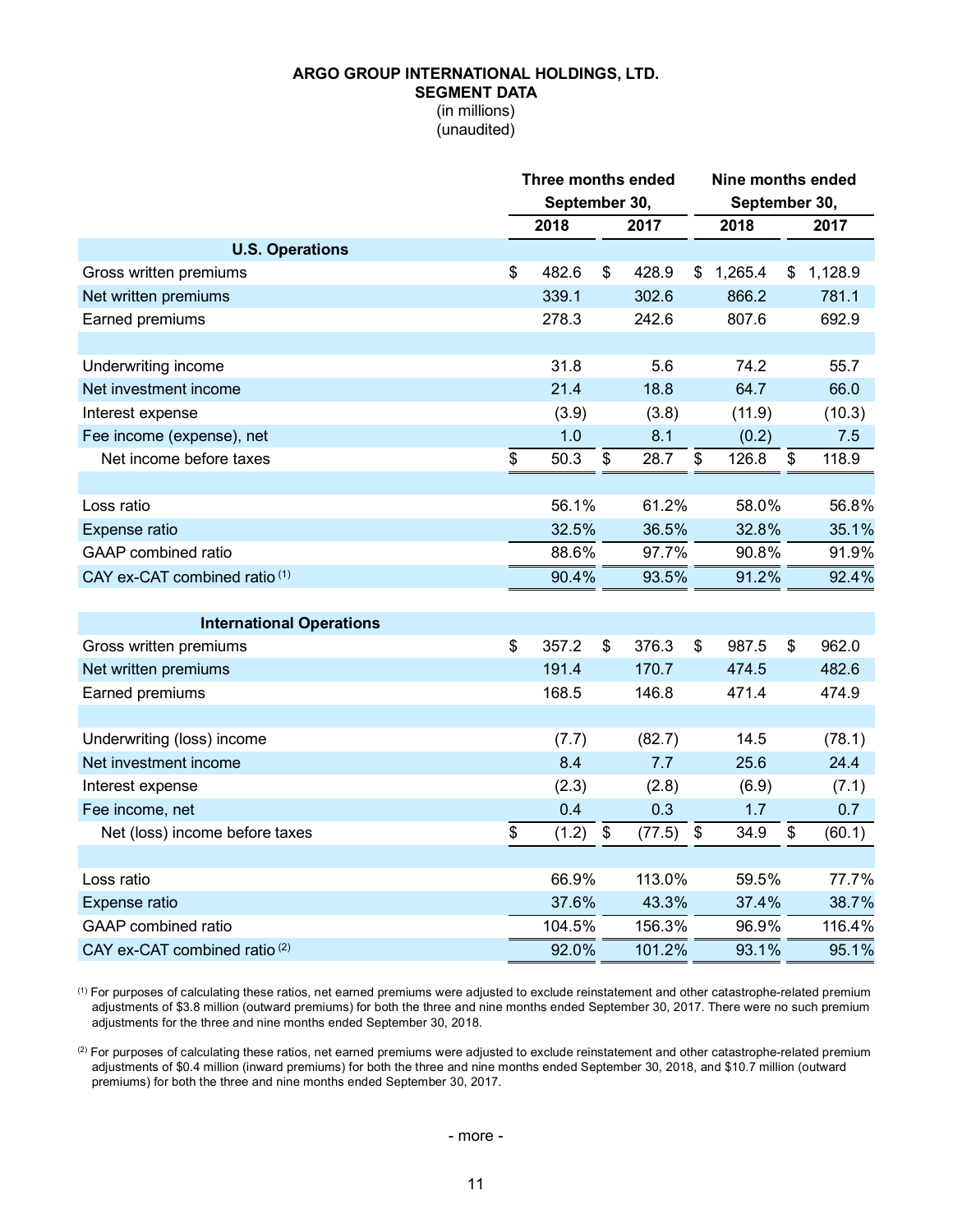**ARGO GROUP INTERNATIONAL HOLDINGS, LTD.**
**SEGMENT DATA**
(in millions)
(unaudited)

| | Three months ended September 30, | | Nine months ended September 30, | |
|---|---|---|---|---|
| | 2018 | 2017 | 2018 | 2017 |
| **U.S. Operations** | | | | |
| Gross written premiums | $ 482.6 | $ 428.9 | $ 1,265.4 | $ 1,128.9 |
| Net written premiums | 339.1 | 302.6 | 866.2 | 781.1 |
| Earned premiums | 278.3 | 242.6 | 807.6 | 692.9 |
| | | | | |
| Underwriting income | 31.8 | 5.6 | 74.2 | 55.7 |
| Net investment income | 21.4 | 18.8 | 64.7 | 66.0 |
| Interest expense | (3.9) | (3.8) | (11.9) | (10.3) |
| Fee income (expense), net | 1.0 | 8.1 | (0.2) | 7.5 |
| Net income before taxes | $ 50.3 | $ 28.7 | $ 126.8 | $ 118.9 |
| | | | | |
| Loss ratio | 56.1% | 61.2% | 58.0% | 56.8% |
| Expense ratio | 32.5% | 36.5% | 32.8% | 35.1% |
| GAAP combined ratio | 88.6% | 97.7% | 90.8% | 91.9% |
| CAY ex-CAT combined ratio [1] | 90.4% | 93.5% | 91.2% | 92.4% |
| | | | | |
| **International Operations** | | | | |
| Gross written premiums | $ 357.2 | $ 376.3 | $ 987.5 | $ 962.0 |
| Net written premiums | 191.4 | 170.7 | 474.5 | 482.6 |
| Earned premiums | 168.5 | 146.8 | 471.4 | 474.9 |
| | | | | |
| Underwriting (loss) income | (7.7) | (82.7) | 14.5 | (78.1) |
| Net investment income | 8.4 | 7.7 | 25.6 | 24.4 |
| Interest expense | (2.3) | (2.8) | (6.9) | (7.1) |
| Fee income, net | 0.4 | 0.3 | 1.7 | 0.7 |
| Net (loss) income before taxes | $ (1.2) | $ (77.5) | $ 34.9 | $ (60.1) |
| | | | | |
| Loss ratio | 66.9% | 113.0% | 59.5% | 77.7% |
| Expense ratio | 37.6% | 43.3% | 37.4% | 38.7% |
| GAAP combined ratio | 104.5% | 156.3% | 96.9% | 116.4% |
| CAY ex-CAT combined ratio [2] | 92.0% | 101.2% | 93.1% | 95.1% |

[1] For purposes of calculating these ratios, net earned premiums were adjusted to exclude reinstatement and other catastrophe-related premium adjustments of $3.8 million (outward premiums) for both the three and nine months ended September 30, 2017. There were no such premium adjustments for the three and nine months ended September 30, 2018.

[2] For purposes of calculating these ratios, net earned premiums were adjusted to exclude reinstatement and other catastrophe-related premium adjustments of $0.4 million (inward premiums) for both the three and nine months ended September 30, 2018, and $10.7 million (outward premiums) for both the three and nine months ended September 30, 2017.

- more -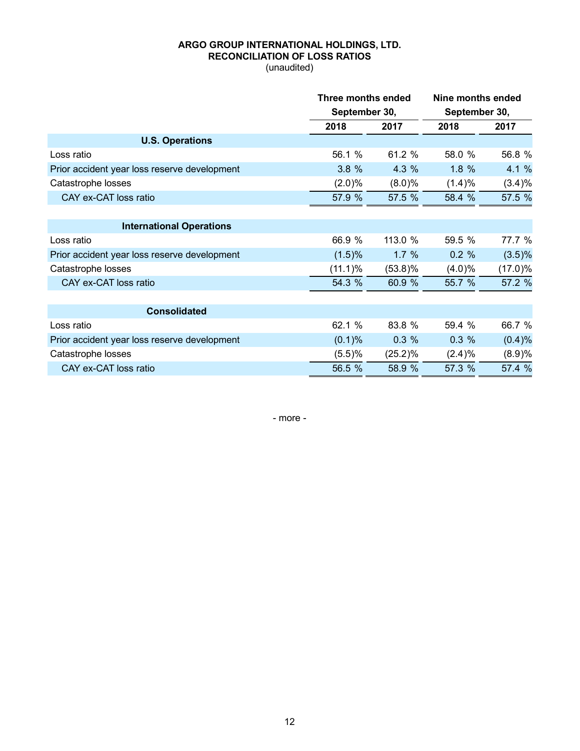**ARGO GROUP INTERNATIONAL HOLDINGS, LTD.**
**RECONCILIATION OF LOSS RATIOS**
(unaudited)

| | Three months ended September 30, | | Nine months ended September 30, | |
|---|---|---|---|---|
| | 2018 | 2017 | 2018 | 2017 |
| **U.S. Operations** | | | | |
| Loss ratio | 56.1 % | 61.2 % | 58.0 % | 56.8 % |
| Prior accident year loss reserve development | 3.8 % | 4.3 % | 1.8 % | 4.1 % |
| Catastrophe losses | (2.0)% | (8.0)% | (1.4)% | (3.4)% |
| CAY ex-CAT loss ratio | 57.9 % | 57.5 % | 58.4 % | 57.5 % |
| **International Operations** | | | | |
| Loss ratio | 66.9 % | 113.0 % | 59.5 % | 77.7 % |
| Prior accident year loss reserve development | (1.5)% | 1.7 % | 0.2 % | (3.5)% |
| Catastrophe losses | (11.1)% | (53.8)% | (4.0)% | (17.0)% |
| CAY ex-CAT loss ratio | 54.3 % | 60.9 % | 55.7 % | 57.2 % |
| **Consolidated** | | | | |
| Loss ratio | 62.1 % | 83.8 % | 59.4 % | 66.7 % |
| Prior accident year loss reserve development | (0.1)% | 0.3 % | 0.3 % | (0.4)% |
| Catastrophe losses | (5.5)% | (25.2)% | (2.4)% | (8.9)% |
| CAY ex-CAT loss ratio | 56.5 % | 58.9 % | 57.3 % | 57.4 % |

- more -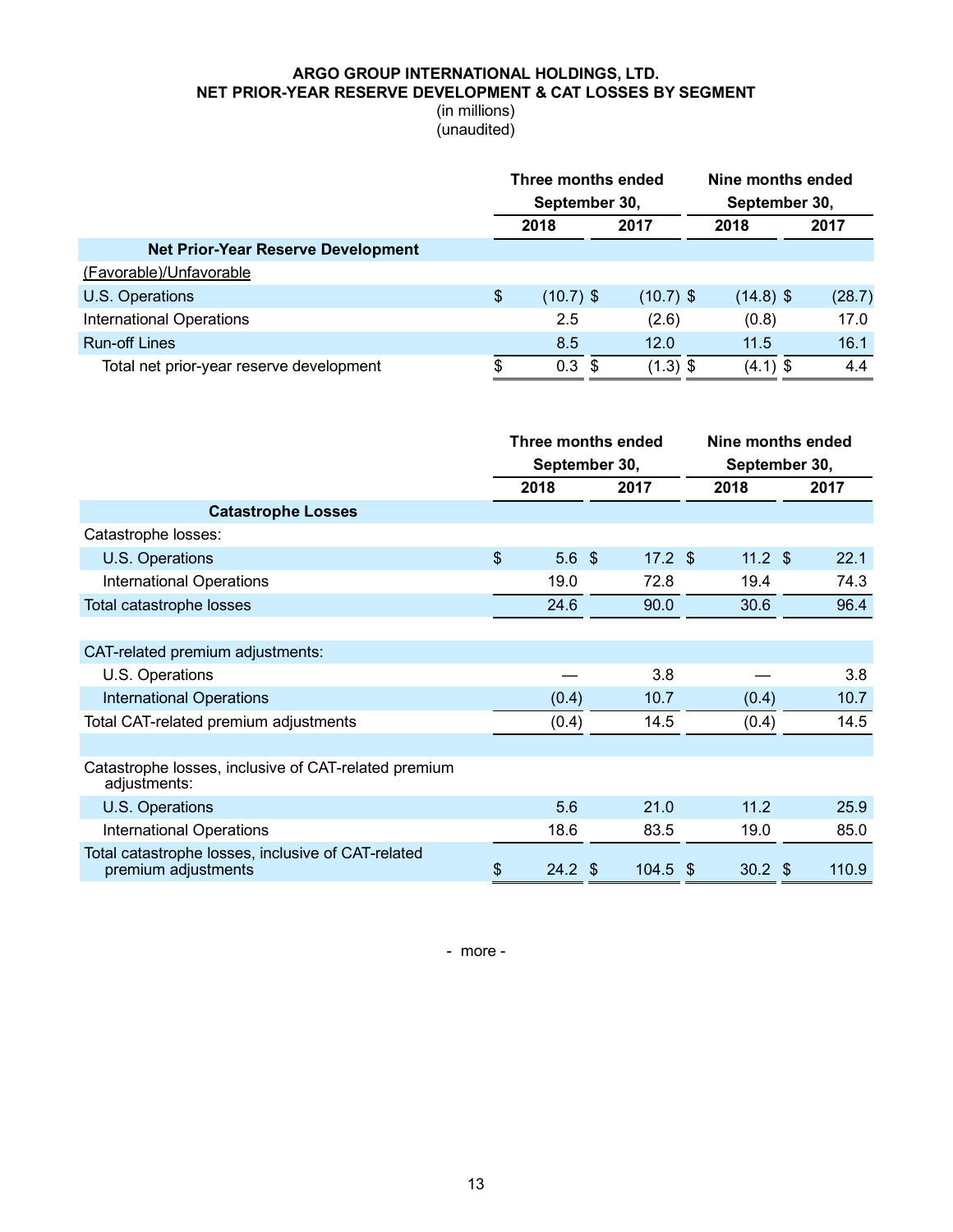**ARGO GROUP INTERNATIONAL HOLDINGS, LTD.**
**NET PRIOR-YEAR RESERVE DEVELOPMENT & CAT LOSSES BY SEGMENT**
(in millions)
(unaudited)

| | Three months ended September 30, | | Nine months ended September 30, | |
|---|---|---|---|---|
| | 2018 | 2017 | 2018 | 2017 |
| **Net Prior-Year Reserve Development** | | | | |
| (Favorable)/Unfavorable | | | | |
| U.S. Operations | $ (10.7) | $ (10.7) | $ (14.8) | $ (28.7) |
| International Operations | 2.5 | (2.6) | (0.8) | 17.0 |
| Run-off Lines | 8.5 | 12.0 | 11.5 | 16.1 |
| Total net prior-year reserve development | $ 0.3 | $ (1.3) | $ (4.1) | $ 4.4 |

| | Three months ended September 30, | | Nine months ended September 30, | |
|---|---|---|---|---|
| | 2018 | 2017 | 2018 | 2017 |
| **Catastrophe Losses** | | | | |
| Catastrophe losses: | | | | |
| U.S. Operations | $ 5.6 | $ 17.2 | $ 11.2 | $ 22.1 |
| International Operations | 19.0 | 72.8 | 19.4 | 74.3 |
| Total catastrophe losses | 24.6 | 90.0 | 30.6 | 96.4 |
| | | | | |
| CAT-related premium adjustments: | | | | |
| U.S. Operations | — | 3.8 | — | 3.8 |
| International Operations | (0.4) | 10.7 | (0.4) | 10.7 |
| Total CAT-related premium adjustments | (0.4) | 14.5 | (0.4) | 14.5 |
| | | | | |
| Catastrophe losses, inclusive of CAT-related premium adjustments: | | | | |
| U.S. Operations | 5.6 | 21.0 | 11.2 | 25.9 |
| International Operations | 18.6 | 83.5 | 19.0 | 85.0 |
| Total catastrophe losses, inclusive of CAT-related premium adjustments | $ 24.2 | $ 104.5 | $ 30.2 | $ 110.9 |

\- more -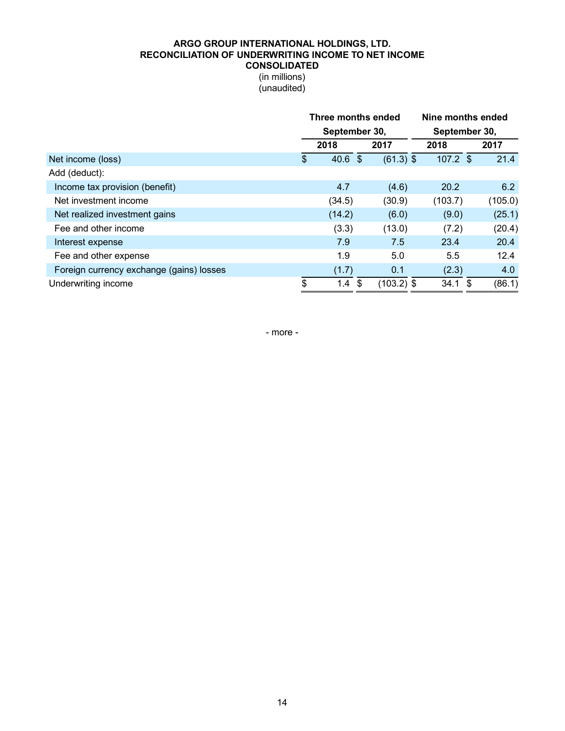**ARGO GROUP INTERNATIONAL HOLDINGS, LTD.**
**RECONCILIATION OF UNDERWRITING INCOME TO NET INCOME**
**CONSOLIDATED**
(in millions)
(unaudited)

| | Three months ended September 30, | | Nine months ended September 30, | |
|---|---|---|---|---|
| | 2018 | 2017 | 2018 | 2017 |
| Net income (loss) | $ 40.6 | $ (61.3) | $ 107.2 | $ 21.4 |
| Add (deduct): | | | | |
| Income tax provision (benefit) | 4.7 | (4.6) | 20.2 | 6.2 |
| Net investment income | (34.5) | (30.9) | (103.7) | (105.0) |
| Net realized investment gains | (14.2) | (6.0) | (9.0) | (25.1) |
| Fee and other income | (3.3) | (13.0) | (7.2) | (20.4) |
| Interest expense | 7.9 | 7.5 | 23.4 | 20.4 |
| Fee and other expense | 1.9 | 5.0 | 5.5 | 12.4 |
| Foreign currency exchange (gains) losses | (1.7) | 0.1 | (2.3) | 4.0 |
| Underwriting income | $ 1.4 | $ (103.2) | $ 34.1 | $ (86.1) |

- more -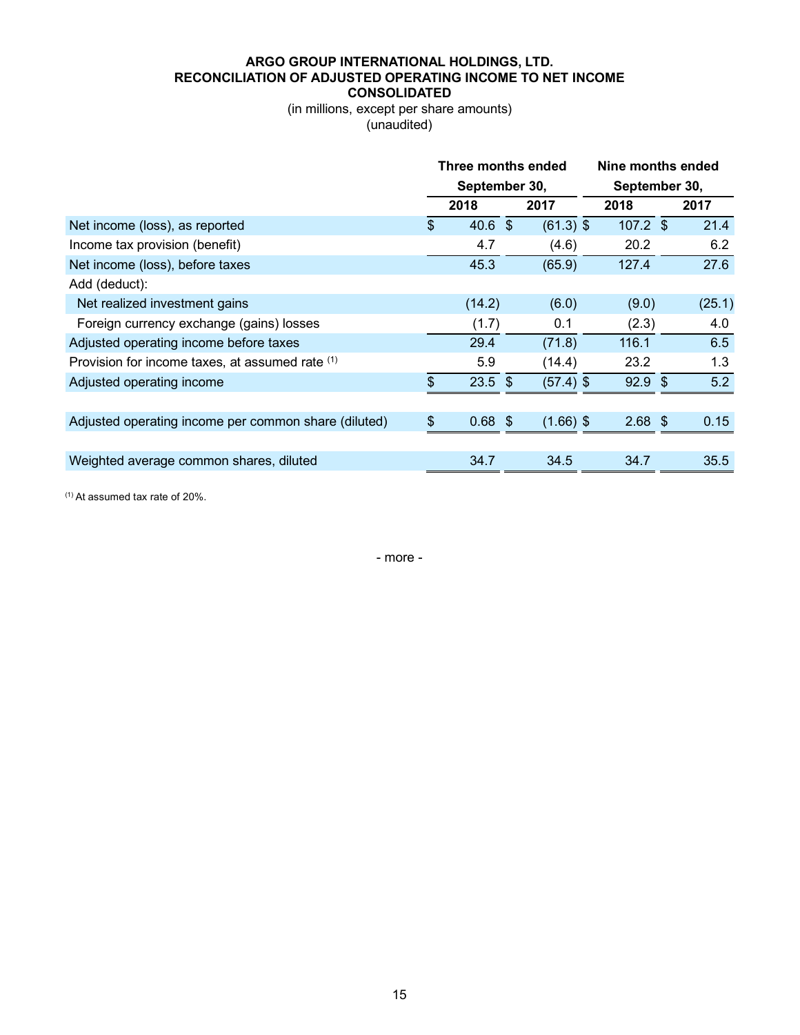**ARGO GROUP INTERNATIONAL HOLDINGS, LTD.**
**RECONCILIATION OF ADJUSTED OPERATING INCOME TO NET INCOME**
**CONSOLIDATED**
(in millions, except per share amounts)
(unaudited)

| | Three months ended September 30, | | Nine months ended September 30, | |
|---|---|---|---|---|
| | 2018 | 2017 | 2018 | 2017 |
| Net income (loss), as reported | $ 40.6 | $ (61.3) | $ 107.2 | $ 21.4 |
| Income tax provision (benefit) | 4.7 | (4.6) | 20.2 | 6.2 |
| Net income (loss), before taxes | 45.3 | (65.9) | 127.4 | 27.6 |
| Add (deduct): | | | | |
| Net realized investment gains | (14.2) | (6.0) | (9.0) | (25.1) |
| Foreign currency exchange (gains) losses | (1.7) | 0.1 | (2.3) | 4.0 |
| Adjusted operating income before taxes | 29.4 | (71.8) | 116.1 | 6.5 |
| Provision for income taxes, at assumed rate [1] | 5.9 | (14.4) | 23.2 | 1.3 |
| Adjusted operating income | $ 23.5 | $ (57.4) | $ 92.9 | $ 5.2 |
| | | | | |
| Adjusted operating income per common share (diluted) | $ 0.68 | $ (1.66) | $ 2.68 | $ 0.15 |
| | | | | |
| Weighted average common shares, diluted | 34.7 | 34.5 | 34.7 | 35.5 |

[1] At assumed tax rate of 20%.

- more -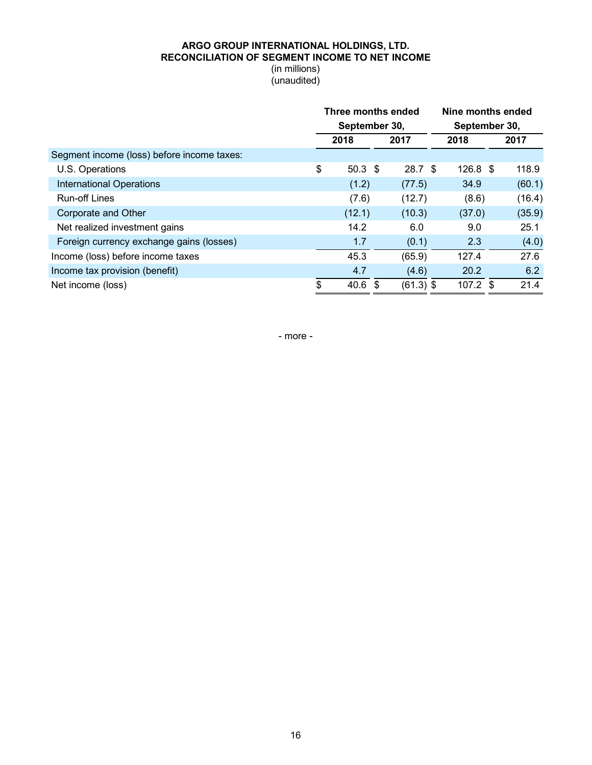**ARGO GROUP INTERNATIONAL HOLDINGS, LTD.**
**RECONCILIATION OF SEGMENT INCOME TO NET INCOME**
(in millions)
(unaudited)

| | Three months ended September 30, | | Nine months ended September 30, | |
|---|---|---|---|---|
| | 2018 | 2017 | 2018 | 2017 |
| Segment income (loss) before income taxes: | | | | |
| U.S. Operations | $ 50.3 | $ 28.7 | $ 126.8 | $ 118.9 |
| International Operations | (1.2) | (77.5) | 34.9 | (60.1) |
| Run-off Lines | (7.6) | (12.7) | (8.6) | (16.4) |
| Corporate and Other | (12.1) | (10.3) | (37.0) | (35.9) |
| Net realized investment gains | 14.2 | 6.0 | 9.0 | 25.1 |
| Foreign currency exchange gains (losses) | 1.7 | (0.1) | 2.3 | (4.0) |
| Income (loss) before income taxes | 45.3 | (65.9) | 127.4 | 27.6 |
| Income tax provision (benefit) | 4.7 | (4.6) | 20.2 | 6.2 |
| Net income (loss) | $ 40.6 | $ (61.3) | $ 107.2 | $ 21.4 |

- more -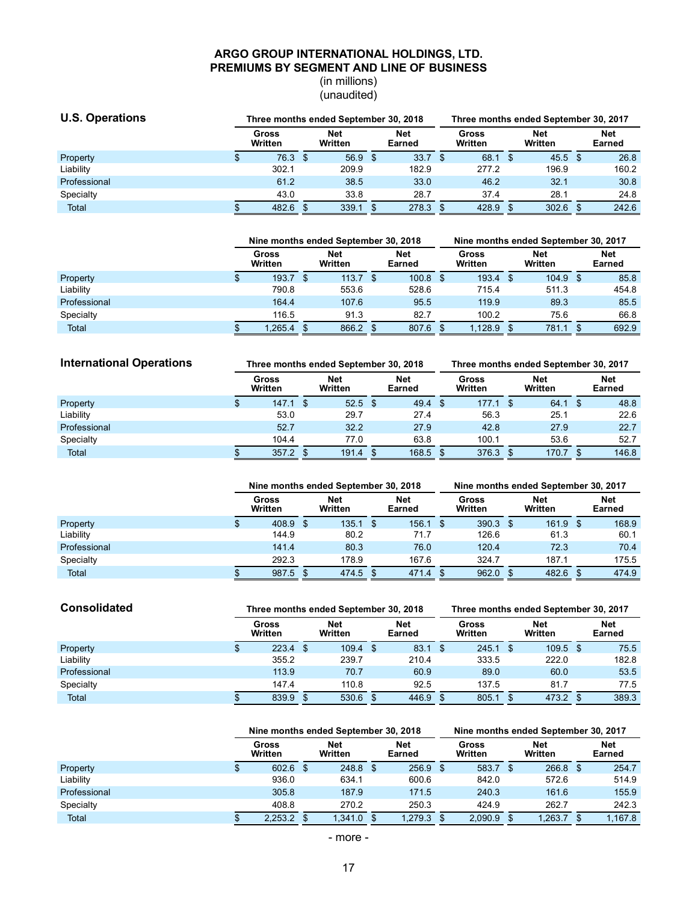# ARGO GROUP INTERNATIONAL HOLDINGS, LTD.
## PREMIUMS BY SEGMENT AND LINE OF BUSINESS
(in millions)
(unaudited)

### U.S. Operations

| | Three months ended September 30, 2018 | | | Three months ended September 30, 2017 | | |
|---|---|---|---|---|---|---|
| | Gross Written | Net Written | Net Earned | Gross Written | Net Written | Net Earned |
| Property | $ 76.3 | $ 56.9 | $ 33.7 | $ 68.1 | $ 45.5 | $ 26.8 |
| Liability | 302.1 | 209.9 | 182.9 | 277.2 | 196.9 | 160.2 |
| Professional | 61.2 | 38.5 | 33.0 | 46.2 | 32.1 | 30.8 |
| Specialty | 43.0 | 33.8 | 28.7 | 37.4 | 28.1 | 24.8 |
| Total | $ 482.6 | $ 339.1 | $ 278.3 | $ 428.9 | $ 302.6 | $ 242.6 |

| | Nine months ended September 30, 2018 | | | Nine months ended September 30, 2017 | | |
|---|---|---|---|---|---|---|
| | Gross Written | Net Written | Net Earned | Gross Written | Net Written | Net Earned |
| Property | $ 193.7 | $ 113.7 | $ 100.8 | $ 193.4 | $ 104.9 | $ 85.8 |
| Liability | 790.8 | 553.6 | 528.6 | 715.4 | 511.3 | 454.8 |
| Professional | 164.4 | 107.6 | 95.5 | 119.9 | 89.3 | 85.5 |
| Specialty | 116.5 | 91.3 | 82.7 | 100.2 | 75.6 | 66.8 |
| Total | $ 1,265.4 | $ 866.2 | $ 807.6 | $ 1,128.9 | $ 781.1 | $ 692.9 |

### International Operations

| | Three months ended September 30, 2018 | | | Three months ended September 30, 2017 | | |
|---|---|---|---|---|---|---|
| | Gross Written | Net Written | Net Earned | Gross Written | Net Written | Net Earned |
| Property | $ 147.1 | $ 52.5 | $ 49.4 | $ 177.1 | $ 64.1 | $ 48.8 |
| Liability | 53.0 | 29.7 | 27.4 | 56.3 | 25.1 | 22.6 |
| Professional | 52.7 | 32.2 | 27.9 | 42.8 | 27.9 | 22.7 |
| Specialty | 104.4 | 77.0 | 63.8 | 100.1 | 53.6 | 52.7 |
| Total | $ 357.2 | $ 191.4 | $ 168.5 | $ 376.3 | $ 170.7 | $ 146.8 |

| | Nine months ended September 30, 2018 | | | Nine months ended September 30, 2017 | | |
|---|---|---|---|---|---|---|
| | Gross Written | Net Written | Net Earned | Gross Written | Net Written | Net Earned |
| Property | $ 408.9 | $ 135.1 | $ 156.1 | $ 390.3 | $ 161.9 | $ 168.9 |
| Liability | 144.9 | 80.2 | 71.7 | 126.6 | 61.3 | 60.1 |
| Professional | 141.4 | 80.3 | 76.0 | 120.4 | 72.3 | 70.4 |
| Specialty | 292.3 | 178.9 | 167.6 | 324.7 | 187.1 | 175.5 |
| Total | $ 987.5 | $ 474.5 | $ 471.4 | $ 962.0 | $ 482.6 | $ 474.9 |

### Consolidated

| | Three months ended September 30, 2018 | | | Three months ended September 30, 2017 | | |
|---|---|---|---|---|---|---|
| | Gross Written | Net Written | Net Earned | Gross Written | Net Written | Net Earned |
| Property | $ 223.4 | $ 109.4 | $ 83.1 | $ 245.1 | $ 109.5 | $ 75.5 |
| Liability | 355.2 | 239.7 | 210.4 | 333.5 | 222.0 | 182.8 |
| Professional | 113.9 | 70.7 | 60.9 | 89.0 | 60.0 | 53.5 |
| Specialty | 147.4 | 110.8 | 92.5 | 137.5 | 81.7 | 77.5 |
| Total | $ 839.9 | $ 530.6 | $ 446.9 | $ 805.1 | $ 473.2 | $ 389.3 |

| | Nine months ended September 30, 2018 | | | Nine months ended September 30, 2017 | | |
|---|---|---|---|---|---|---|
| | Gross Written | Net Written | Net Earned | Gross Written | Net Written | Net Earned |
| Property | $ 602.6 | $ 248.8 | $ 256.9 | $ 583.7 | $ 266.8 | $ 254.7 |
| Liability | 936.0 | 634.1 | 600.6 | 842.0 | 572.6 | 514.9 |
| Professional | 305.8 | 187.9 | 171.5 | 240.3 | 161.6 | 155.9 |
| Specialty | 408.8 | 270.2 | 250.3 | 424.9 | 262.7 | 242.3 |
| Total | $ 2,253.2 | $ 1,341.0 | $ 1,279.3 | $ 2,090.9 | $ 1,263.7 | $ 1,167.8 |

- more -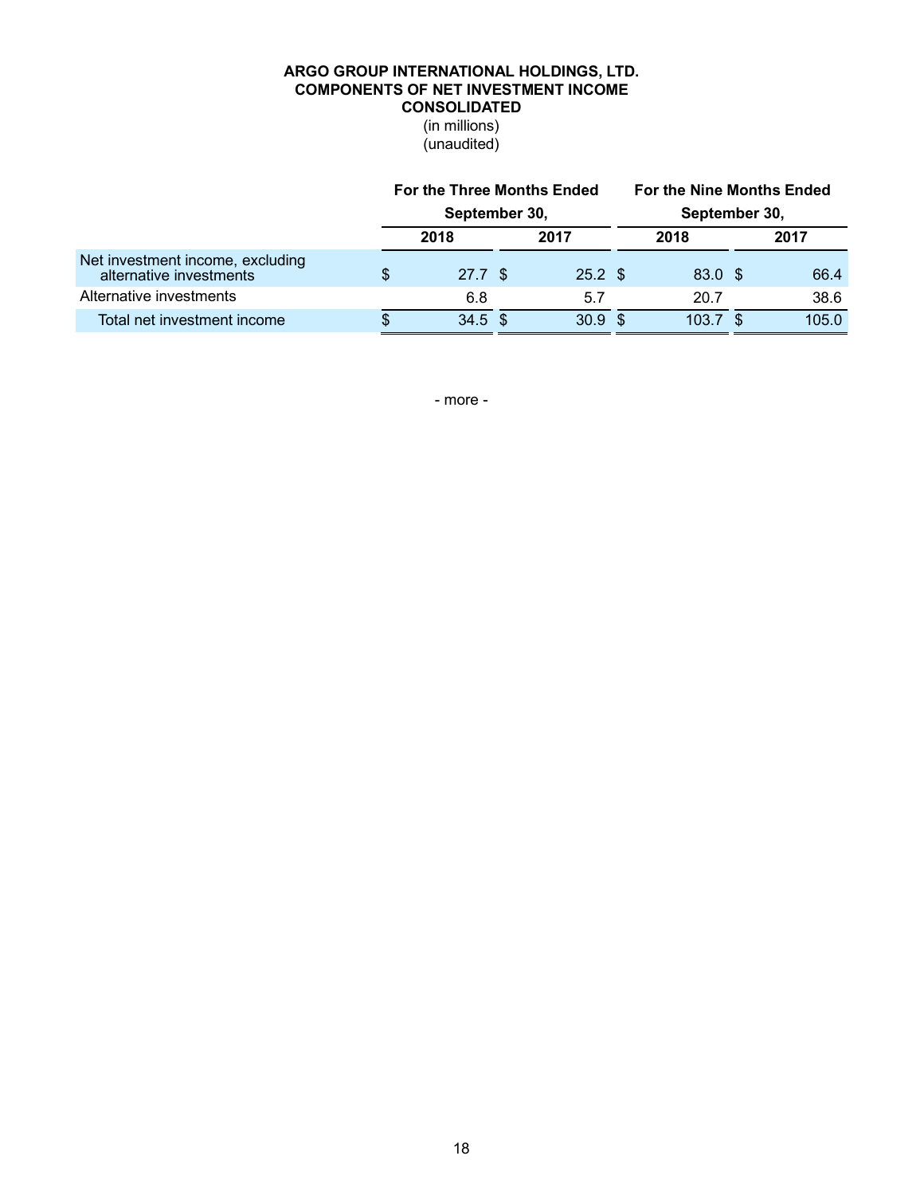**ARGO GROUP INTERNATIONAL HOLDINGS, LTD.**
**COMPONENTS OF NET INVESTMENT INCOME**
**CONSOLIDATED**
(in millions)
(unaudited)

| | For the Three Months Ended September 30, | | For the Nine Months Ended September 30, | |
|---|---|---|---|---|
| | **2018** | **2017** | **2018** | **2017** |
| Net investment income, excluding alternative investments | $ 27.7 | $ 25.2 | $ 83.0 | $ 66.4 |
| Alternative investments | 6.8 | 5.7 | 20.7 | 38.6 |
| Total net investment income | $ 34.5 | $ 30.9 | $ 103.7 | $ 105.0 |

- more -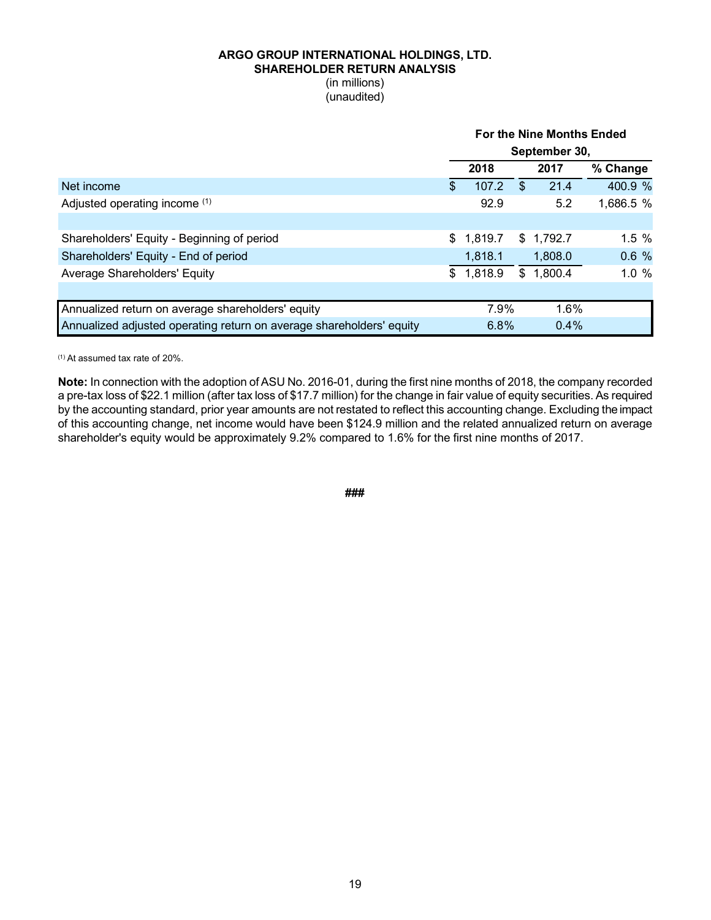**ARGO GROUP INTERNATIONAL HOLDINGS, LTD.**
**SHAREHOLDER RETURN ANALYSIS**
(in millions)
(unaudited)

| | For the Nine Months Ended September 30, | | |
|---|---|---|---|
| | 2018 | 2017 | % Change |
| Net income | $ 107.2 | $ 21.4 | 400.9 % |
| Adjusted operating income [(1)] | 92.9 | 5.2 | 1,686.5 % |
| | | | |
| Shareholders' Equity - Beginning of period | $ 1,819.7 | $ 1,792.7 | 1.5 % |
| Shareholders' Equity - End of period | 1,818.1 | 1,808.0 | 0.6 % |
| Average Shareholders' Equity | $ 1,818.9 | $ 1,800.4 | 1.0 % |
| | | | |
| Annualized return on average shareholders' equity | 7.9% | 1.6% | |
| Annualized adjusted operating return on average shareholders' equity | 6.8% | 0.4% | |

[(1)] At assumed tax rate of 20%.

**Note:** In connection with the adoption of ASU No. 2016-01, during the first nine months of 2018, the company recorded a pre-tax loss of $22.1 million (after tax loss of $17.7 million) for the change in fair value of equity securities. As required by the accounting standard, prior year amounts are not restated to reflect this accounting change. Excluding the impact of this accounting change, net income would have been $124.9 million and the related annualized return on average shareholder's equity would be approximately 9.2% compared to 1.6% for the first nine months of 2017.

###